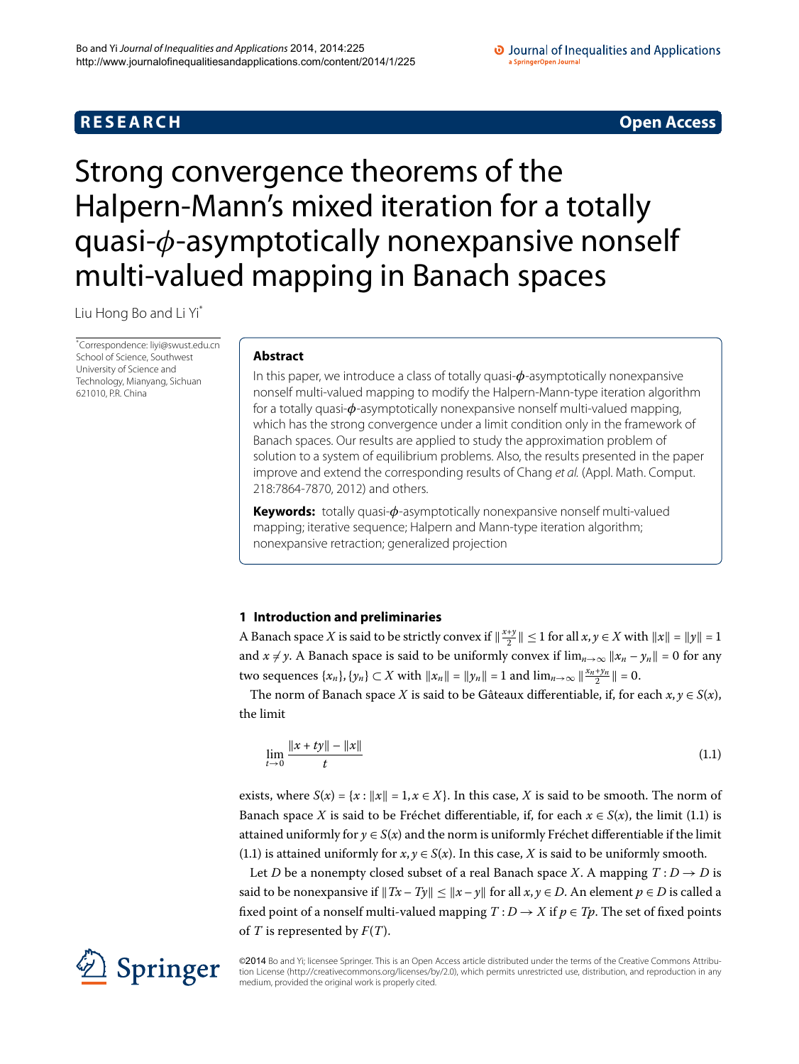**RESEARCH** **Open Access**

# Strong convergence theorems of the Halpern-Mann's mixed iteration for a totally quasi-$\phi$-asymptotically nonexpansive nonself multi-valued mapping in Banach spaces

Liu Hong Bo and Li Yi*

*Correspondence: liyi@swust.edu.cn
School of Science, Southwest University of Science and Technology, Mianyang, Sichuan 621010, P.R. China

## Abstract

In this paper, we introduce a class of totally quasi-$\phi$-asymptotically nonexpansive nonself multi-valued mapping to modify the Halpern-Mann-type iteration algorithm for a totally quasi-$\phi$-asymptotically nonexpansive nonself multi-valued mapping, which has the strong convergence under a limit condition only in the framework of Banach spaces. Our results are applied to study the approximation problem of solution to a system of equilibrium problems. Also, the results presented in the paper improve and extend the corresponding results of Chang *et al.* (Appl. Math. Comput. 218:7864-7870, 2012) and others.

**Keywords:** totally quasi-$\phi$-asymptotically nonexpansive nonself multi-valued mapping; iterative sequence; Halpern and Mann-type iteration algorithm; nonexpansive retraction; generalized projection

## 1 Introduction and preliminaries

A Banach space $X$ is said to be strictly convex if $\|\frac{x+y}{2}\| \leq 1$ for all $x, y \in X$ with $\|x\| = \|y\| = 1$ and $x \neq y$. A Banach space is said to be uniformly convex if $\lim_{n\to\infty} \|x_n - y_n\| = 0$ for any two sequences $\{x_n\}, \{y_n\} \subset X$ with $\|x_n\| = \|y_n\| = 1$ and $\lim_{n\to\infty} \|\frac{x_n+y_n}{2}\| = 0$.

The norm of Banach space $X$ is said to be Gâteaux differentiable, if, for each $x, y \in S(x)$, the limit

$$\lim_{t\to 0} \frac{\|x + ty\| - \|x\|}{t} \tag{1.1}$$

exists, where $S(x) = \{x : \|x\| = 1, x \in X\}$. In this case, $X$ is said to be smooth. The norm of Banach space $X$ is said to be Fréchet differentiable, if, for each $x \in S(x)$, the limit (1.1) is attained uniformly for $y \in S(x)$ and the norm is uniformly Fréchet differentiable if the limit (1.1) is attained uniformly for $x, y \in S(x)$. In this case, $X$ is said to be uniformly smooth.

Let $D$ be a nonempty closed subset of a real Banach space $X$. A mapping $T : D \to D$ is said to be nonexpansive if $\|Tx - Ty\| \leq \|x - y\|$ for all $x, y \in D$. An element $p \in D$ is called a fixed point of a nonself multi-valued mapping $T : D \to X$ if $p \in Tp$. The set of fixed points of $T$ is represented by $F(T)$.

©2014 Bo and Yi; licensee Springer. This is an Open Access article distributed under the terms of the Creative Commons Attribution License (http://creativecommons.org/licenses/by/2.0), which permits unrestricted use, distribution, and reproduction in any medium, provided the original work is properly cited.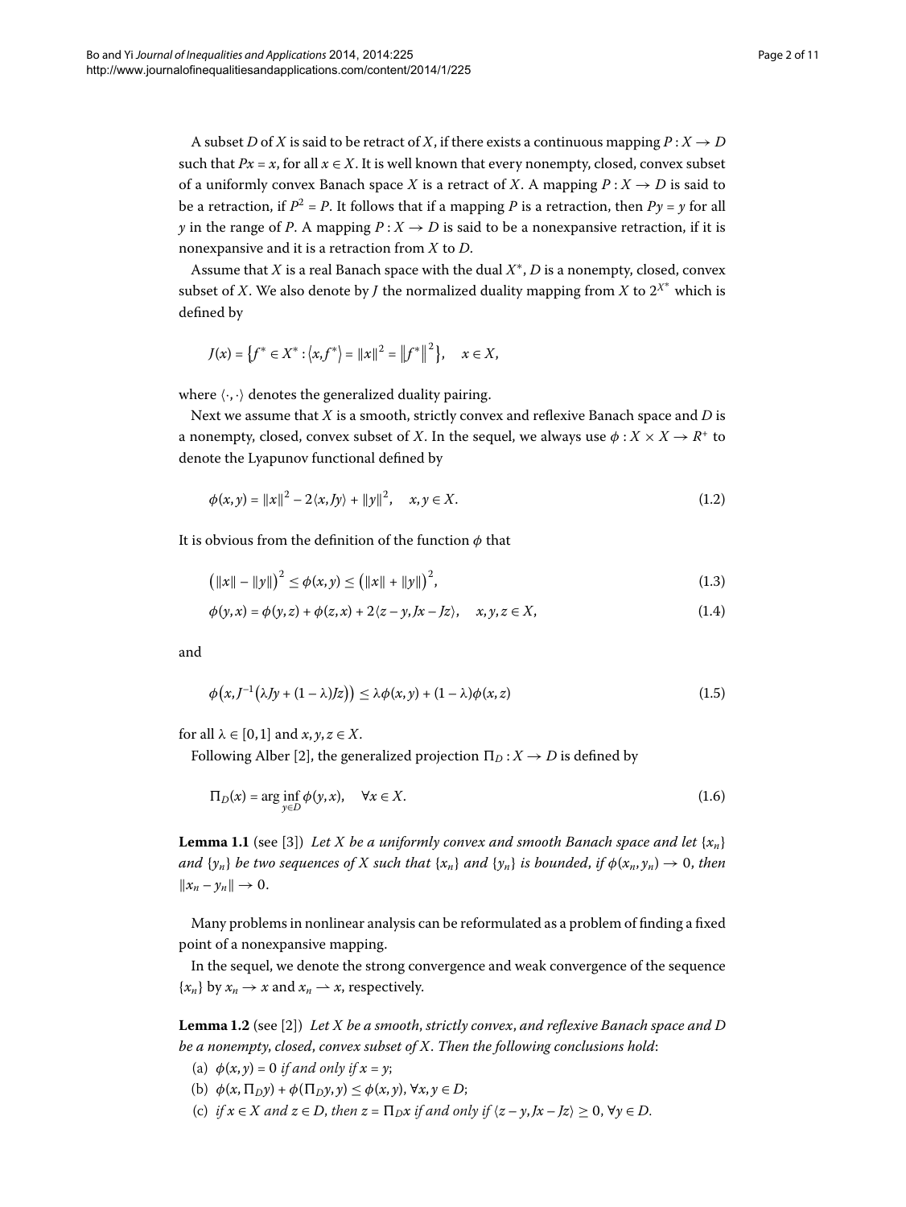A subset $D$ of $X$ is said to be retract of $X$, if there exists a continuous mapping $P : X \to D$ such that $Px = x$, for all $x \in X$. It is well known that every nonempty, closed, convex subset of a uniformly convex Banach space $X$ is a retract of $X$. A mapping $P : X \to D$ is said to be a retraction, if $P^2 = P$. It follows that if a mapping $P$ is a retraction, then $Py = y$ for all $y$ in the range of $P$. A mapping $P : X \to D$ is said to be a nonexpansive retraction, if it is nonexpansive and it is a retraction from $X$ to $D$.

Assume that $X$ is a real Banach space with the dual $X^*$, $D$ is a nonempty, closed, convex subset of $X$. We also denote by $J$ the normalized duality mapping from $X$ to $2^{X^*}$ which is defined by

$$J(x) = \{f^* \in X^* : \langle x, f^* \rangle = \|x\|^2 = \|f^*\|^2\}, \quad x \in X,$$

where $\langle \cdot, \cdot \rangle$ denotes the generalized duality pairing.

Next we assume that $X$ is a smooth, strictly convex and reflexive Banach space and $D$ is a nonempty, closed, convex subset of $X$. In the sequel, we always use $\phi : X \times X \to R^+$ to denote the Lyapunov functional defined by

$$\phi(x, y) = \|x\|^2 - 2\langle x, Jy \rangle + \|y\|^2, \quad x, y \in X. \tag{1.2}$$

It is obvious from the definition of the function $\phi$ that

$$\left(\|x\| - \|y\|\right)^2 \le \phi(x, y) \le \left(\|x\| + \|y\|\right)^2, \tag{1.3}$$

$$\phi(y, x) = \phi(y, z) + \phi(z, x) + 2\langle z - y, Jx - Jz \rangle, \quad x, y, z \in X, \tag{1.4}$$

and

$$\phi\left(x, J^{-1}\left(\lambda Jy + (1 - \lambda)Jz\right)\right) \le \lambda \phi(x, y) + (1 - \lambda)\phi(x, z) \tag{1.5}$$

for all $\lambda \in [0, 1]$ and $x, y, z \in X$.

Following Alber [2], the generalized projection $\Pi_D : X \to D$ is defined by

$$\Pi_D(x) = \arg\inf_{y \in D} \phi(y, x), \quad \forall x \in X. \tag{1.6}$$

**Lemma 1.1** (see [3]) *Let $X$ be a uniformly convex and smooth Banach space and let $\{x_n\}$ and $\{y_n\}$ be two sequences of $X$ such that $\{x_n\}$ and $\{y_n\}$ is bounded, if $\phi(x_n, y_n) \to 0$, then $\|x_n - y_n\| \to 0$.*

Many problems in nonlinear analysis can be reformulated as a problem of finding a fixed point of a nonexpansive mapping.

In the sequel, we denote the strong convergence and weak convergence of the sequence $\{x_n\}$ by $x_n \to x$ and $x_n \rightharpoonup x$, respectively.

**Lemma 1.2** (see [2]) *Let $X$ be a smooth, strictly convex, and reflexive Banach space and $D$ be a nonempty, closed, convex subset of $X$. Then the following conclusions hold:*

(a) *$\phi(x, y) = 0$ if and only if $x = y$;*

(b) *$\phi(x, \Pi_D y) + \phi(\Pi_D y, y) \le \phi(x, y)$, $\forall x, y \in D$;*

(c) *if $x \in X$ and $z \in D$, then $z = \Pi_D x$ if and only if $\langle z - y, Jx - Jz \rangle \ge 0$, $\forall y \in D$.*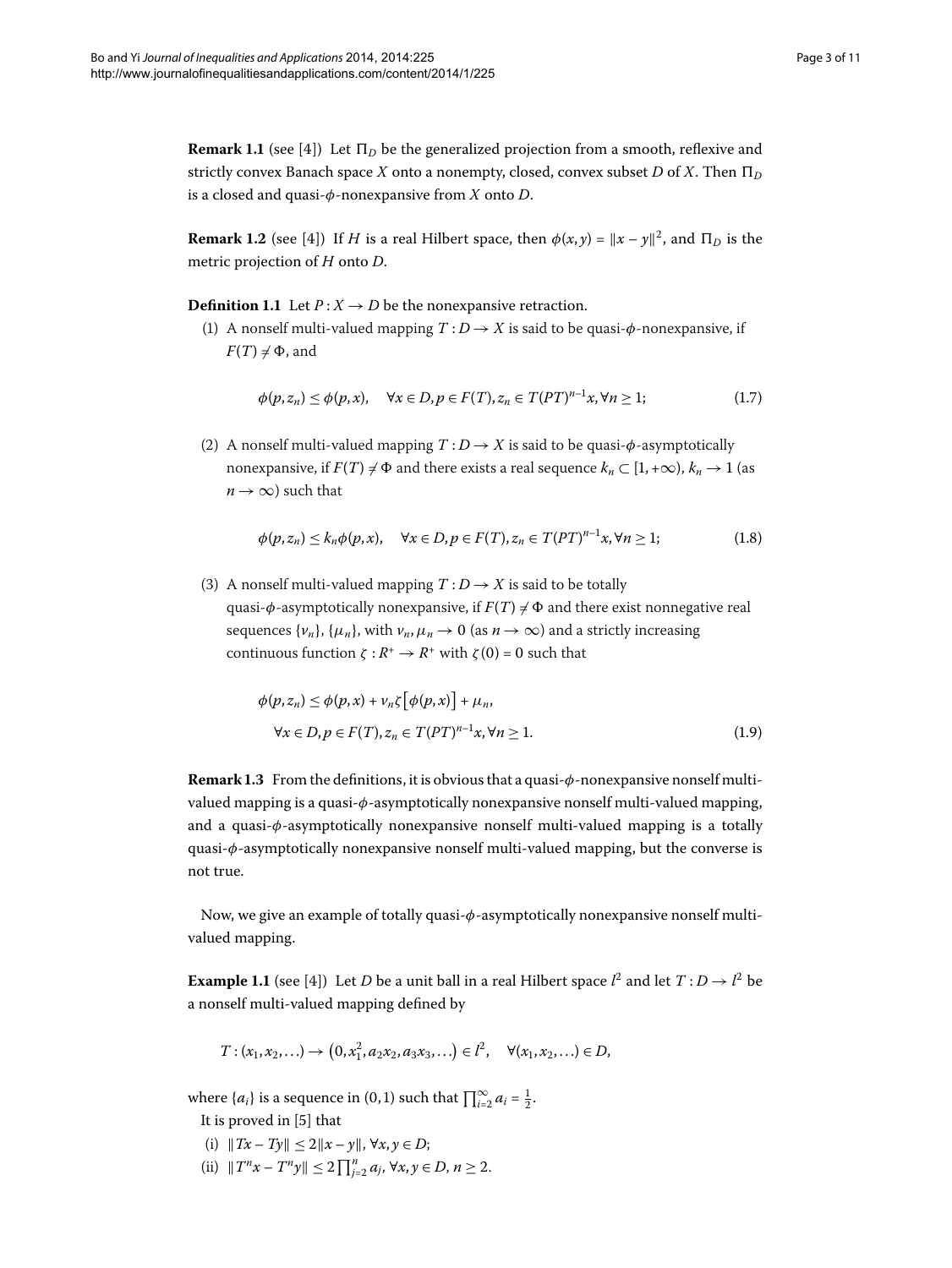**Remark 1.1** (see [4]) Let $\Pi_D$ be the generalized projection from a smooth, reflexive and strictly convex Banach space $X$ onto a nonempty, closed, convex subset $D$ of $X$. Then $\Pi_D$ is a closed and quasi-$\phi$-nonexpansive from $X$ onto $D$.

**Remark 1.2** (see [4]) If $H$ is a real Hilbert space, then $\phi(x,y) = \|x-y\|^2$, and $\Pi_D$ is the metric projection of $H$ onto $D$.

**Definition 1.1** Let $P : X \to D$ be the nonexpansive retraction.

1. A nonself multi-valued mapping $T : D \to X$ is said to be quasi-$\phi$-nonexpansive, if $F(T) \neq \Phi$, and

$$\phi(p, z_n) \le \phi(p,x), \quad \forall x \in D, p \in F(T), z_n \in T(PT)^{n-1}x, \forall n \ge 1; \tag{1.7}$$

2. A nonself multi-valued mapping $T : D \to X$ is said to be quasi-$\phi$-asymptotically nonexpansive, if $F(T) \neq \Phi$ and there exists a real sequence $k_n \subset [1, +\infty)$, $k_n \to 1$ (as $n \to \infty$) such that

$$\phi(p, z_n) \le k_n \phi(p,x), \quad \forall x \in D, p \in F(T), z_n \in T(PT)^{n-1}x, \forall n \ge 1; \tag{1.8}$$

3. A nonself multi-valued mapping $T : D \to X$ is said to be totally quasi-$\phi$-asymptotically nonexpansive, if $F(T) \neq \Phi$ and there exist nonnegative real sequences $\{\nu_n\}$, $\{\mu_n\}$, with $\nu_n, \mu_n \to 0$ (as $n \to \infty$) and a strictly increasing continuous function $\zeta : R^+ \to R^+$ with $\zeta(0) = 0$ such that

$$\begin{aligned} &\phi(p, z_n) \le \phi(p,x) + \nu_n \zeta\left[\phi(p,x)\right] + \mu_n, \\ &\forall x \in D, p \in F(T), z_n \in T(PT)^{n-1}x, \forall n \ge 1. \end{aligned} \tag{1.9}$$

**Remark 1.3** From the definitions, it is obvious that a quasi-$\phi$-nonexpansive nonself multi-valued mapping is a quasi-$\phi$-asymptotically nonexpansive nonself multi-valued mapping, and a quasi-$\phi$-asymptotically nonexpansive nonself multi-valued mapping is a totally quasi-$\phi$-asymptotically nonexpansive nonself multi-valued mapping, but the converse is not true.

Now, we give an example of totally quasi-$\phi$-asymptotically nonexpansive nonself multi-valued mapping.

**Example 1.1** (see [4]) Let $D$ be a unit ball in a real Hilbert space $l^2$ and let $T : D \to l^2$ be a nonself multi-valued mapping defined by

$$T : (x_1, x_2, \ldots) \to \left(0, x_1^2, a_2x_2, a_3x_3, \ldots\right) \in l^2, \quad \forall (x_1, x_2, \ldots) \in D,$$

where $\{a_i\}$ is a sequence in $(0,1)$ such that $\prod_{i=2}^{\infty} a_i = \frac{1}{2}$.

It is proved in [5] that

(i) $\|Tx - Ty\| \le 2\|x - y\|$, $\forall x, y \in D$;

(ii) $\|T^n x - T^n y\| \le 2\prod_{j=2}^{n} a_j$, $\forall x, y \in D$, $n \ge 2$.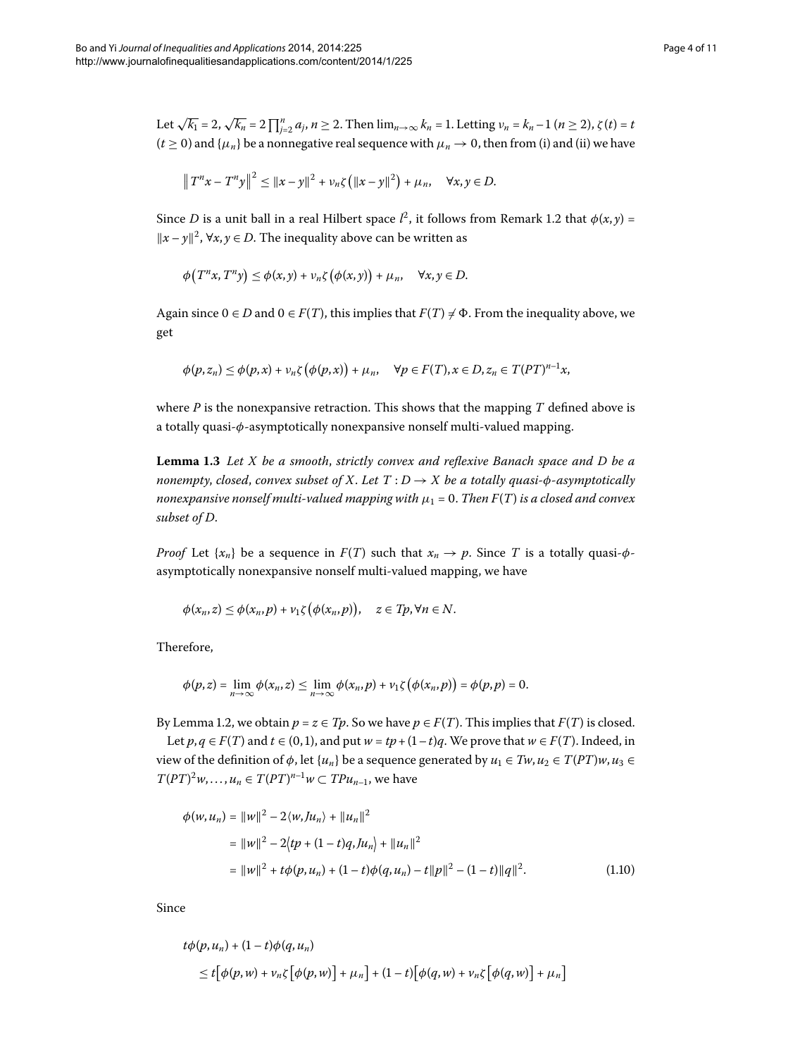Let $\sqrt{k_1} = 2$, $\sqrt{k_n} = 2\prod_{j=2}^{n} a_j$, $n \geq 2$. Then $\lim_{n\to\infty} k_n = 1$. Letting $\nu_n = k_n - 1$ ($n \geq 2$), $\zeta(t) = t$ ($t \geq 0$) and $\{\mu_n\}$ be a nonnegative real sequence with $\mu_n \to 0$, then from (i) and (ii) we have

$$\|T^n x - T^n y\|^2 \leq \|x - y\|^2 + \nu_n \zeta\big(\|x - y\|^2\big) + \mu_n, \quad \forall x, y \in D.$$

Since $D$ is a unit ball in a real Hilbert space $l^2$, it follows from Remark 1.2 that $\phi(x,y) = \|x - y\|^2$, $\forall x, y \in D$. The inequality above can be written as

$$\phi\big(T^n x, T^n y\big) \leq \phi(x,y) + \nu_n \zeta\big(\phi(x,y)\big) + \mu_n, \quad \forall x, y \in D.$$

Again since $0 \in D$ and $0 \in F(T)$, this implies that $F(T) \neq \Phi$. From the inequality above, we get

$$\phi(p, z_n) \leq \phi(p, x) + \nu_n \zeta\big(\phi(p,x)\big) + \mu_n, \quad \forall p \in F(T), x \in D, z_n \in T(PT)^{n-1}x,$$

where $P$ is the nonexpansive retraction. This shows that the mapping $T$ defined above is a totally quasi-$\phi$-asymptotically nonexpansive nonself multi-valued mapping.

**Lemma 1.3** *Let $X$ be a smooth, strictly convex and reflexive Banach space and $D$ be a nonempty, closed, convex subset of $X$. Let $T : D \to X$ be a totally quasi-$\phi$-asymptotically nonexpansive nonself multi-valued mapping with $\mu_1 = 0$. Then $F(T)$ is a closed and convex subset of $D$.*

*Proof* Let $\{x_n\}$ be a sequence in $F(T)$ such that $x_n \to p$. Since $T$ is a totally quasi-$\phi$-asymptotically nonexpansive nonself multi-valued mapping, we have

$$\phi(x_n, z) \leq \phi(x_n, p) + \nu_1 \zeta\big(\phi(x_n, p)\big), \quad z \in Tp, \forall n \in N.$$

Therefore,

$$\phi(p, z) = \lim_{n\to\infty} \phi(x_n, z) \leq \lim_{n\to\infty} \phi(x_n, p) + \nu_1 \zeta\big(\phi(x_n, p)\big) = \phi(p,p) = 0.$$

By Lemma 1.2, we obtain $p = z \in Tp$. So we have $p \in F(T)$. This implies that $F(T)$ is closed.

Let $p, q \in F(T)$ and $t \in (0,1)$, and put $w = tp + (1-t)q$. We prove that $w \in F(T)$. Indeed, in view of the definition of $\phi$, let $\{u_n\}$ be a sequence generated by $u_1 \in Tw, u_2 \in T(PT)w, u_3 \in T(PT)^2 w, \ldots, u_n \in T(PT)^{n-1}w \subset TPu_{n-1}$, we have

$$\begin{aligned}
\phi(w, u_n) &= \|w\|^2 - 2\langle w, Ju_n\rangle + \|u_n\|^2 \\
&= \|w\|^2 - 2\big\langle tp + (1-t)q, Ju_n\big\rangle + \|u_n\|^2 \\
&= \|w\|^2 + t\phi(p, u_n) + (1-t)\phi(q, u_n) - t\|p\|^2 - (1-t)\|q\|^2.
\end{aligned} \tag{1.10}$$

Since

$$\begin{aligned}
&t\phi(p, u_n) + (1-t)\phi(q, u_n) \\
&\quad \leq t\big[\phi(p, w) + \nu_n \zeta\big[\phi(p, w)\big] + \mu_n\big] + (1-t)\big[\phi(q, w) + \nu_n \zeta\big[\phi(q, w)\big] + \mu_n\big]
\end{aligned}$$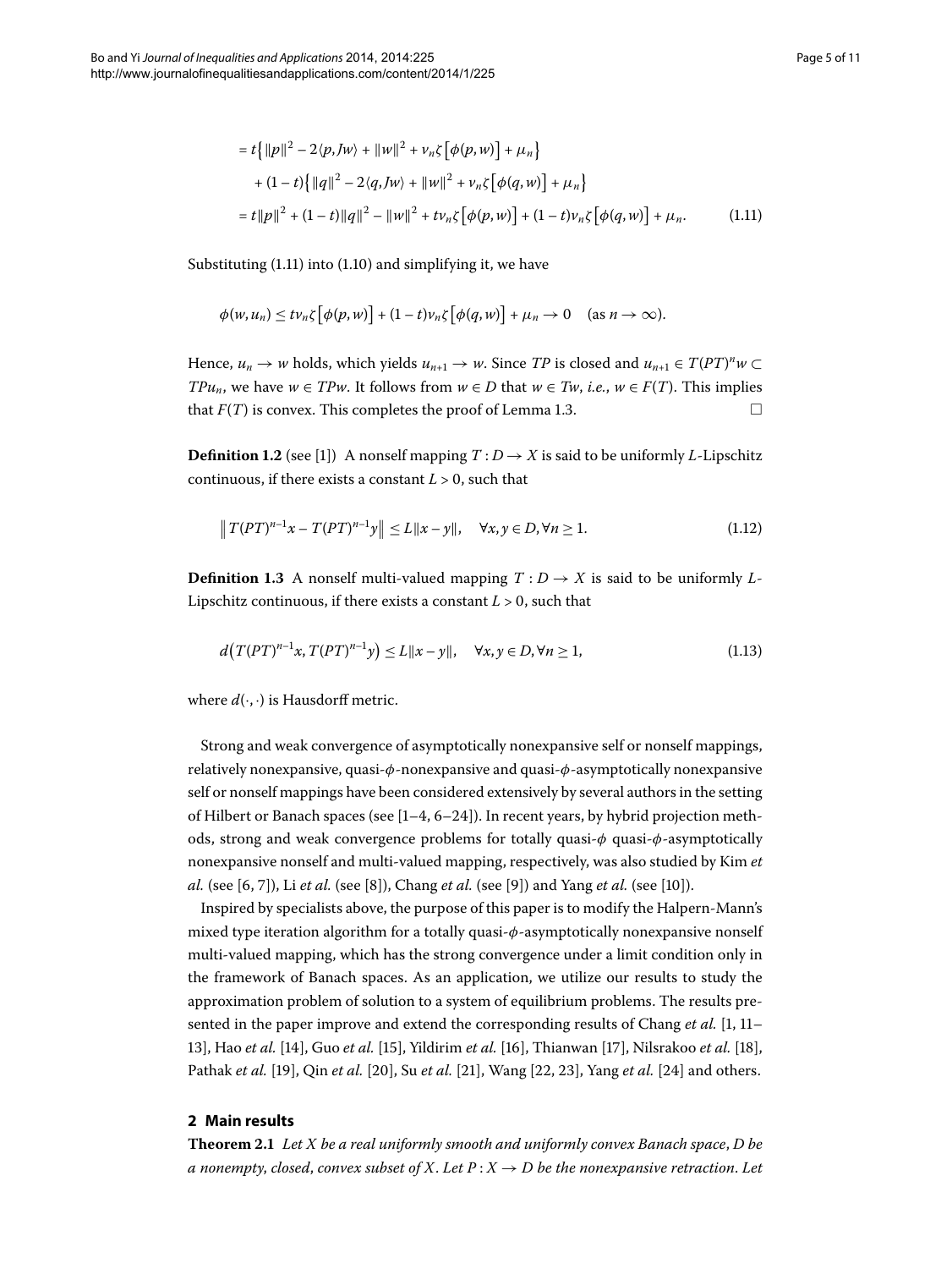$$
\begin{aligned}
&= t\big\{\|p\|^2 - 2\langle p, Jw\rangle + \|w\|^2 + \nu_n\zeta\big[\phi(p,w)\big] + \mu_n\big\} \\
&\quad + (1-t)\big\{\|q\|^2 - 2\langle q, Jw\rangle + \|w\|^2 + \nu_n\zeta\big[\phi(q,w)\big] + \mu_n\big\} \\
&= t\|p\|^2 + (1-t)\|q\|^2 - \|w\|^2 + t\nu_n\zeta\big[\phi(p,w)\big] + (1-t)\nu_n\zeta\big[\phi(q,w)\big] + \mu_n. \qquad (1.11)
\end{aligned}
$$

Substituting (1.11) into (1.10) and simplifying it, we have

$$
\phi(w,u_n) \le t\nu_n\zeta\big[\phi(p,w)\big] + (1-t)\nu_n\zeta\big[\phi(q,w)\big] + \mu_n \to 0 \quad (\text{as } n \to \infty).
$$

Hence, $u_n \to w$ holds, which yields $u_{n+1} \to w$. Since $TP$ is closed and $u_{n+1} \in T(PT)^n w \subset TPu_n$, we have $w \in TPw$. It follows from $w \in D$ that $w \in Tw$, *i.e.*, $w \in F(T)$. This implies that $F(T)$ is convex. This completes the proof of Lemma 1.3. □

**Definition 1.2** (see [1]) A nonself mapping $T : D \to X$ is said to be uniformly $L$-Lipschitz continuous, if there exists a constant $L > 0$, such that

$$
\big\|T(PT)^{n-1}x - T(PT)^{n-1}y\big\| \le L\|x - y\|, \quad \forall x,y \in D, \forall n \ge 1. \qquad (1.12)
$$

**Definition 1.3** A nonself multi-valued mapping $T : D \to X$ is said to be uniformly $L$-Lipschitz continuous, if there exists a constant $L > 0$, such that

$$
d\big(T(PT)^{n-1}x, T(PT)^{n-1}y\big) \le L\|x - y\|, \quad \forall x,y \in D, \forall n \ge 1, \qquad (1.13)
$$

where $d(\cdot,\cdot)$ is Hausdorff metric.

Strong and weak convergence of asymptotically nonexpansive self or nonself mappings, relatively nonexpansive, quasi-$\phi$-nonexpansive and quasi-$\phi$-asymptotically nonexpansive self or nonself mappings have been considered extensively by several authors in the setting of Hilbert or Banach spaces (see [1–4, 6–24]). In recent years, by hybrid projection methods, strong and weak convergence problems for totally quasi-$\phi$ quasi-$\phi$-asymptotically nonexpansive nonself and multi-valued mapping, respectively, was also studied by Kim *et al.* (see [6, 7]), Li *et al.* (see [8]), Chang *et al.* (see [9]) and Yang *et al.* (see [10]).

Inspired by specialists above, the purpose of this paper is to modify the Halpern-Mann's mixed type iteration algorithm for a totally quasi-$\phi$-asymptotically nonexpansive nonself multi-valued mapping, which has the strong convergence under a limit condition only in the framework of Banach spaces. As an application, we utilize our results to study the approximation problem of solution to a system of equilibrium problems. The results presented in the paper improve and extend the corresponding results of Chang *et al.* [1, 11–13], Hao *et al.* [14], Guo *et al.* [15], Yildirim *et al.* [16], Thianwan [17], Nilsrakoo *et al.* [18], Pathak *et al.* [19], Qin *et al.* [20], Su *et al.* [21], Wang [22, 23], Yang *et al.* [24] and others.

## 2 Main results

**Theorem 2.1** *Let $X$ be a real uniformly smooth and uniformly convex Banach space, $D$ be a nonempty, closed, convex subset of $X$. Let $P : X \to D$ be the nonexpansive retraction. Let*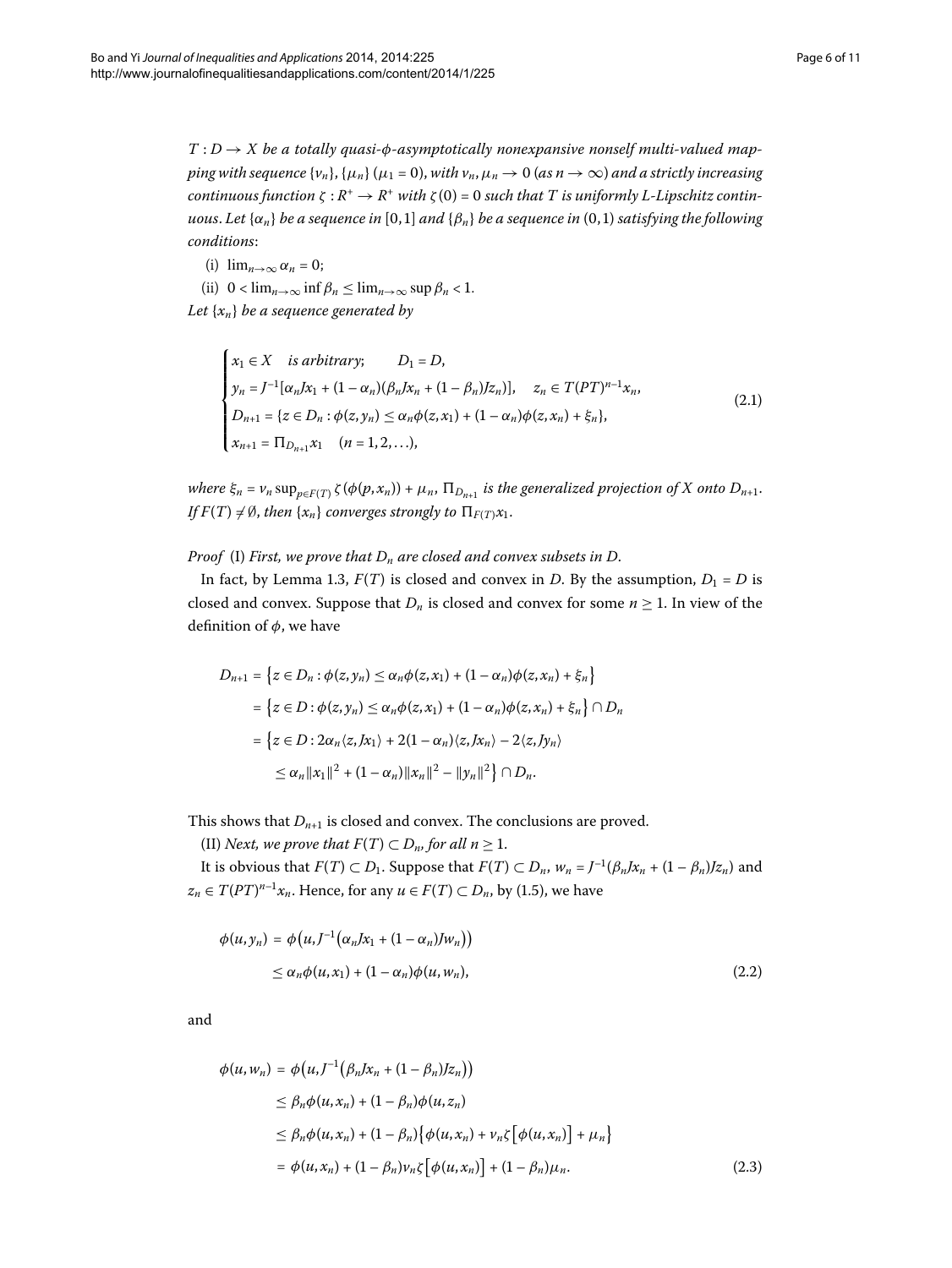*$T : D \to X$ be a totally quasi-$\phi$-asymptotically nonexpansive nonself multi-valued mapping with sequence $\{\nu_n\}$, $\{\mu_n\}$ ($\mu_1 = 0$), with $\nu_n, \mu_n \to 0$ (as $n \to \infty$) and a strictly increasing continuous function $\zeta : R^+ \to R^+$ with $\zeta(0) = 0$ such that $T$ is uniformly $L$-Lipschitz continuous. Let $\{\alpha_n\}$ be a sequence in $[0,1]$ and $\{\beta_n\}$ be a sequence in $(0,1)$ satisfying the following conditions*:

(i) $\lim_{n\to\infty} \alpha_n = 0$;

(ii) $0 < \lim_{n\to\infty} \inf \beta_n \le \lim_{n\to\infty} \sup \beta_n < 1$.

*Let $\{x_n\}$ be a sequence generated by*

$$\begin{cases} x_1 \in X \quad \text{is arbitrary}; \qquad D_1 = D, \\ y_n = J^{-1}[\alpha_n Jx_1 + (1-\alpha_n)(\beta_n Jx_n + (1-\beta_n)Jz_n)], \quad z_n \in T(PT)^{n-1}x_n, \\ D_{n+1} = \{z \in D_n : \phi(z, y_n) \le \alpha_n \phi(z, x_1) + (1-\alpha_n)\phi(z, x_n) + \xi_n\}, \\ x_{n+1} = \Pi_{D_{n+1}} x_1 \quad (n = 1, 2, \ldots), \end{cases} \tag{2.1}$$

*where $\xi_n = \nu_n \sup_{p\in F(T)} \zeta(\phi(p, x_n)) + \mu_n$, $\Pi_{D_{n+1}}$ is the generalized projection of $X$ onto $D_{n+1}$. If $F(T) \neq \emptyset$, then $\{x_n\}$ converges strongly to $\Pi_{F(T)} x_1$.*

*Proof* (I) *First, we prove that $D_n$ are closed and convex subsets in $D$.*

In fact, by Lemma 1.3, $F(T)$ is closed and convex in $D$. By the assumption, $D_1 = D$ is closed and convex. Suppose that $D_n$ is closed and convex for some $n \ge 1$. In view of the definition of $\phi$, we have

$$\begin{aligned} D_{n+1} &= \{z \in D_n : \phi(z, y_n) \le \alpha_n \phi(z, x_1) + (1-\alpha_n)\phi(z, x_n) + \xi_n\} \\ &= \{z \in D : \phi(z, y_n) \le \alpha_n \phi(z, x_1) + (1-\alpha_n)\phi(z, x_n) + \xi_n\} \cap D_n \\ &= \{z \in D : 2\alpha_n \langle z, Jx_1\rangle + 2(1-\alpha_n)\langle z, Jx_n\rangle - 2\langle z, Jy_n\rangle \\ &\qquad \le \alpha_n \|x_1\|^2 + (1-\alpha_n)\|x_n\|^2 - \|y_n\|^2\} \cap D_n. \end{aligned}$$

This shows that $D_{n+1}$ is closed and convex. The conclusions are proved.

(II) *Next, we prove that $F(T) \subset D_n$, for all $n \ge 1$.*

It is obvious that $F(T) \subset D_1$. Suppose that $F(T) \subset D_n$, $w_n = J^{-1}(\beta_n Jx_n + (1-\beta_n)Jz_n)$ and $z_n \in T(PT)^{n-1}x_n$. Hence, for any $u \in F(T) \subset D_n$, by (1.5), we have

$$\begin{aligned} \phi(u, y_n) &= \phi(u, J^{-1}(\alpha_n Jx_1 + (1-\alpha_n)Jw_n)) \\ &\le \alpha_n \phi(u, x_1) + (1-\alpha_n)\phi(u, w_n), \end{aligned} \tag{2.2}$$

and

$$\begin{aligned} \phi(u, w_n) &= \phi(u, J^{-1}(\beta_n Jx_n + (1-\beta_n)Jz_n)) \\ &\le \beta_n \phi(u, x_n) + (1-\beta_n)\phi(u, z_n) \\ &\le \beta_n \phi(u, x_n) + (1-\beta_n)\{\phi(u, x_n) + \nu_n \zeta[\phi(u, x_n)] + \mu_n\} \\ &= \phi(u, x_n) + (1-\beta_n)\nu_n \zeta[\phi(u, x_n)] + (1-\beta_n)\mu_n. \end{aligned} \tag{2.3}$$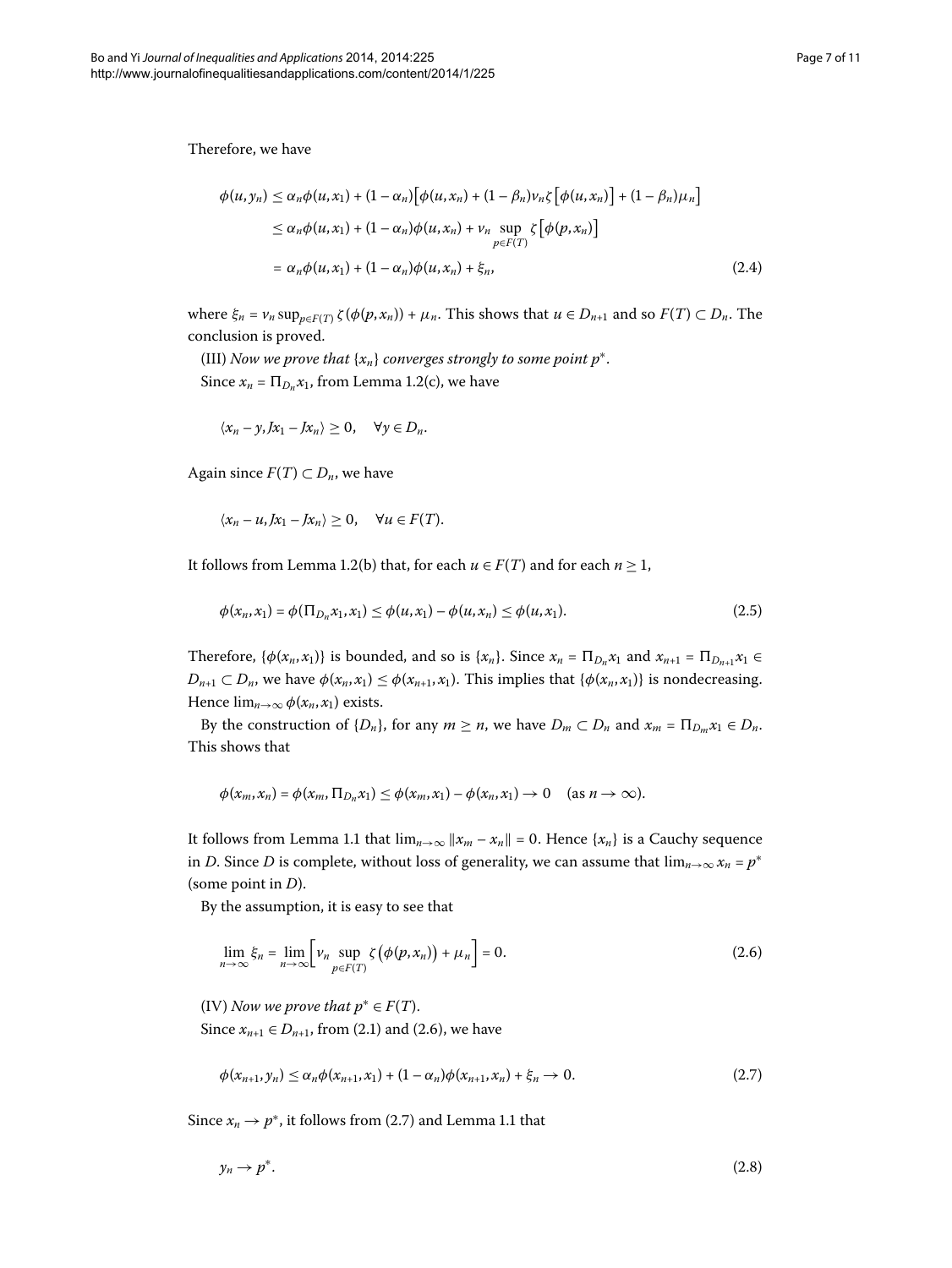Therefore, we have

$$
\begin{aligned}
\phi(u, y_n) &\leq \alpha_n \phi(u, x_1) + (1 - \alpha_n)\big[\phi(u, x_n) + (1 - \beta_n)\nu_n \zeta\big[\phi(u, x_n)\big] + (1 - \beta_n)\mu_n\big] \\
&\leq \alpha_n \phi(u, x_1) + (1 - \alpha_n)\phi(u, x_n) + \nu_n \sup_{p \in F(T)} \zeta\big[\phi(p, x_n)\big] \\
&= \alpha_n \phi(u, x_1) + (1 - \alpha_n)\phi(u, x_n) + \xi_n,
\end{aligned} \tag{2.4}
$$

where $\xi_n = \nu_n \sup_{p \in F(T)} \zeta(\phi(p, x_n)) + \mu_n$. This shows that $u \in D_{n+1}$ and so $F(T) \subset D_n$. The conclusion is proved.

(III) *Now we prove that $\{x_n\}$ converges strongly to some point $p^*$.*

Since $x_n = \Pi_{D_n} x_1$, from Lemma 1.2(c), we have

$$
\langle x_n - y, Jx_1 - Jx_n \rangle \geq 0, \quad \forall y \in D_n.
$$

Again since $F(T) \subset D_n$, we have

$$
\langle x_n - u, Jx_1 - Jx_n \rangle \geq 0, \quad \forall u \in F(T).
$$

It follows from Lemma 1.2(b) that, for each $u \in F(T)$ and for each $n \geq 1$,

$$
\phi(x_n, x_1) = \phi(\Pi_{D_n} x_1, x_1) \leq \phi(u, x_1) - \phi(u, x_n) \leq \phi(u, x_1). \tag{2.5}
$$

Therefore, $\{\phi(x_n, x_1)\}$ is bounded, and so is $\{x_n\}$. Since $x_n = \Pi_{D_n} x_1$ and $x_{n+1} = \Pi_{D_{n+1}} x_1 \in D_{n+1} \subset D_n$, we have $\phi(x_n, x_1) \leq \phi(x_{n+1}, x_1)$. This implies that $\{\phi(x_n, x_1)\}$ is nondecreasing. Hence $\lim_{n\to\infty} \phi(x_n, x_1)$ exists.

By the construction of $\{D_n\}$, for any $m \geq n$, we have $D_m \subset D_n$ and $x_m = \Pi_{D_m} x_1 \in D_n$. This shows that

$$
\phi(x_m, x_n) = \phi(x_m, \Pi_{D_n} x_1) \leq \phi(x_m, x_1) - \phi(x_n, x_1) \to 0 \quad (\text{as } n \to \infty).
$$

It follows from Lemma 1.1 that $\lim_{n\to\infty} \|x_m - x_n\| = 0$. Hence $\{x_n\}$ is a Cauchy sequence in $D$. Since $D$ is complete, without loss of generality, we can assume that $\lim_{n\to\infty} x_n = p^*$ (some point in $D$).

By the assumption, it is easy to see that

$$
\lim_{n\to\infty} \xi_n = \lim_{n\to\infty} \Big[\nu_n \sup_{p \in F(T)} \zeta\big(\phi(p, x_n)\big) + \mu_n\Big] = 0. \tag{2.6}
$$

(IV) *Now we prove that $p^* \in F(T)$.*

Since $x_{n+1} \in D_{n+1}$, from (2.1) and (2.6), we have

$$
\phi(x_{n+1}, y_n) \leq \alpha_n \phi(x_{n+1}, x_1) + (1 - \alpha_n)\phi(x_{n+1}, x_n) + \xi_n \to 0. \tag{2.7}
$$

Since $x_n \to p^*$, it follows from (2.7) and Lemma 1.1 that

$$
y_n \to p^*. \tag{2.8}
$$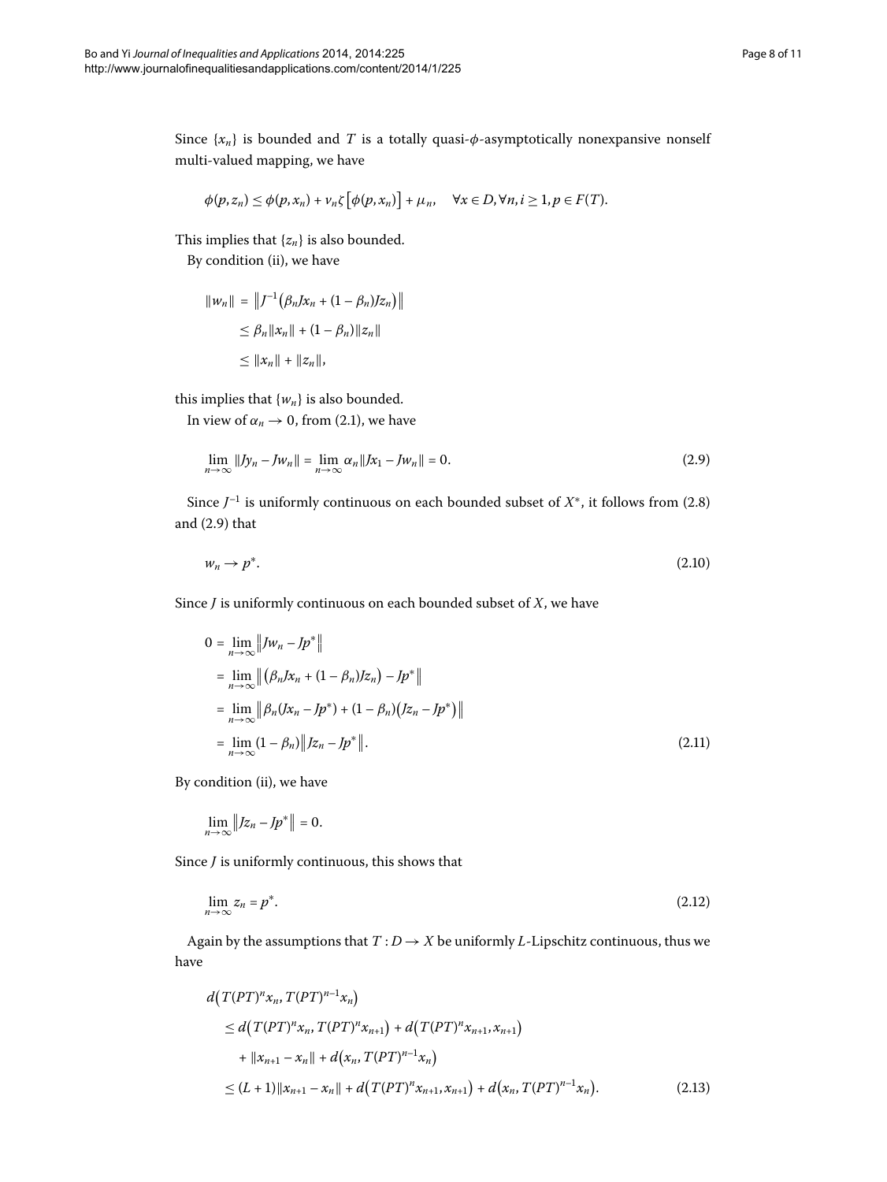Since $\{x_n\}$ is bounded and $T$ is a totally quasi-$\phi$-asymptotically nonexpansive nonself multi-valued mapping, we have

$$\phi(p, z_n) \leq \phi(p, x_n) + \nu_n \zeta\big[\phi(p, x_n)\big] + \mu_n, \quad \forall x \in D, \forall n, i \geq 1, p \in F(T).$$

This implies that $\{z_n\}$ is also bounded.

By condition (ii), we have

$$\begin{aligned}
\|w_n\| &= \big\|J^{-1}\big(\beta_n Jx_n + (1-\beta_n)Jz_n\big)\big\| \\
&\leq \beta_n\|x_n\| + (1-\beta_n)\|z_n\| \\
&\leq \|x_n\| + \|z_n\|,
\end{aligned}$$

this implies that $\{w_n\}$ is also bounded.

In view of $\alpha_n \to 0$, from (2.1), we have

$$\lim_{n\to\infty}\|Jy_n - Jw_n\| = \lim_{n\to\infty}\alpha_n\|Jx_1 - Jw_n\| = 0. \tag{2.9}$$

Since $J^{-1}$ is uniformly continuous on each bounded subset of $X^*$, it follows from (2.8) and (2.9) that

$$w_n \to p^*. \tag{2.10}$$

Since $J$ is uniformly continuous on each bounded subset of $X$, we have

$$\begin{aligned}
0 &= \lim_{n\to\infty}\big\|Jw_n - Jp^*\big\| \\
&= \lim_{n\to\infty}\big\|\big(\beta_n Jx_n + (1-\beta_n)Jz_n\big) - Jp^*\big\| \\
&= \lim_{n\to\infty}\big\|\beta_n(Jx_n - Jp^*) + (1-\beta_n)\big(Jz_n - Jp^*\big)\big\| \\
&= \lim_{n\to\infty}(1-\beta_n)\big\|Jz_n - Jp^*\big\|.
\end{aligned} \tag{2.11}$$

By condition (ii), we have

$$\lim_{n\to\infty}\big\|Jz_n - Jp^*\big\| = 0.$$

Since $J$ is uniformly continuous, this shows that

$$\lim_{n\to\infty} z_n = p^*. \tag{2.12}$$

Again by the assumptions that $T : D \to X$ be uniformly $L$-Lipschitz continuous, thus we have

$$\begin{aligned}
&d\big(T(PT)^n x_n, T(PT)^{n-1}x_n\big) \\
&\quad\leq d\big(T(PT)^n x_n, T(PT)^n x_{n+1}\big) + d\big(T(PT)^n x_{n+1}, x_{n+1}\big) \\
&\qquad + \|x_{n+1} - x_n\| + d\big(x_n, T(PT)^{n-1}x_n\big) \\
&\quad\leq (L+1)\|x_{n+1} - x_n\| + d\big(T(PT)^n x_{n+1}, x_{n+1}\big) + d\big(x_n, T(PT)^{n-1}x_n\big).
\end{aligned} \tag{2.13}$$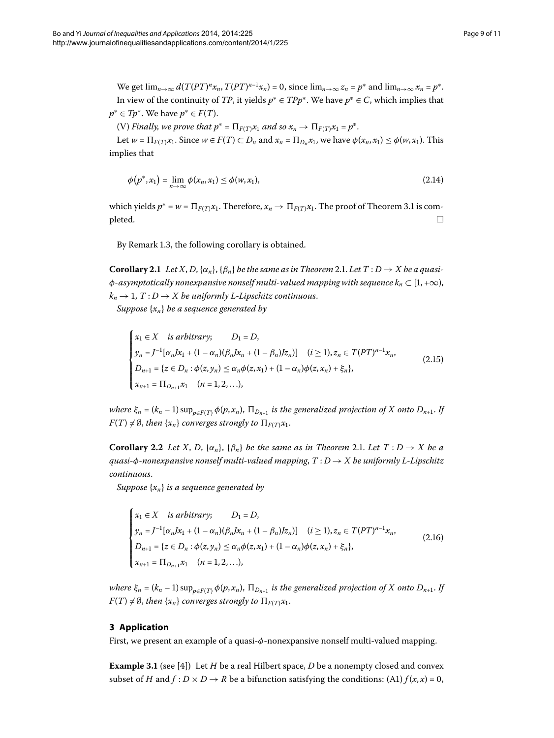We get $\lim_{n\to\infty} d(T(PT)^n x_n, T(PT)^{n-1}x_n) = 0$, since $\lim_{n\to\infty} z_n = p^*$ and $\lim_{n\to\infty} x_n = p^*$. In view of the continuity of $TP$, it yields $p^* \in TPp^*$. We have $p^* \in C$, which implies that $p^* \in Tp^*$. We have $p^* \in F(T)$.

(V) *Finally, we prove that $p^* = \Pi_{F(T)}x_1$ and so $x_n \to \Pi_{F(T)}x_1 = p^*$.*

Let $w = \Pi_{F(T)}x_1$. Since $w \in F(T) \subset D_n$ and $x_n = \Pi_{D_n}x_1$, we have $\phi(x_n, x_1) \le \phi(w, x_1)$. This implies that

$$\phi(p^*, x_1) = \lim_{n\to\infty} \phi(x_n, x_1) \le \phi(w, x_1), \tag{2.14}$$

which yields $p^* = w = \Pi_{F(T)}x_1$. Therefore, $x_n \to \Pi_{F(T)}x_1$. The proof of Theorem 3.1 is completed. □

By Remark 1.3, the following corollary is obtained.

**Corollary 2.1** *Let $X$, $D$, $\{\alpha_n\}$, $\{\beta_n\}$ be the same as in Theorem 2.1. Let $T : D \to X$ be a quasi-$\phi$-asymptotically nonexpansive nonself multi-valued mapping with sequence $k_n \subset [1, +\infty)$, $k_n \to 1$, $T : D \to X$ be uniformly $L$-Lipschitz continuous.*

*Suppose $\{x_n\}$ be a sequence generated by*

$$\begin{cases} x_1 \in X \quad \textit{is arbitrary}; \qquad D_1 = D, \\ y_n = J^{-1}[\alpha_n Jx_1 + (1-\alpha_n)(\beta_n Jx_n + (1-\beta_n)Jz_n)] \quad (i \ge 1), z_n \in T(PT)^{n-1}x_n, \\ D_{n+1} = \{z \in D_n : \phi(z, y_n) \le \alpha_n \phi(z, x_1) + (1-\alpha_n)\phi(z, x_n) + \xi_n\}, \\ x_{n+1} = \Pi_{D_{n+1}}x_1 \quad (n = 1, 2, \ldots), \end{cases} \tag{2.15}$$

*where $\xi_n = (k_n - 1)\sup_{p\in F(T)} \phi(p, x_n)$, $\Pi_{D_{n+1}}$ is the generalized projection of $X$ onto $D_{n+1}$. If $F(T) \ne \emptyset$, then $\{x_n\}$ converges strongly to $\Pi_{F(T)}x_1$.*

**Corollary 2.2** *Let $X$, $D$, $\{\alpha_n\}$, $\{\beta_n\}$ be the same as in Theorem 2.1. Let $T : D \to X$ be a quasi-$\phi$-nonexpansive nonself multi-valued mapping, $T : D \to X$ be uniformly $L$-Lipschitz continuous.*

*Suppose $\{x_n\}$ is a sequence generated by*

$$\begin{cases} x_1 \in X \quad \textit{is arbitrary}; \qquad D_1 = D, \\ y_n = J^{-1}[\alpha_n Jx_1 + (1-\alpha_n)(\beta_n Jx_n + (1-\beta_n)Jz_n)] \quad (i \ge 1), z_n \in T(PT)^{n-1}x_n, \\ D_{n+1} = \{z \in D_n : \phi(z, y_n) \le \alpha_n \phi(z, x_1) + (1-\alpha_n)\phi(z, x_n) + \xi_n\}, \\ x_{n+1} = \Pi_{D_{n+1}}x_1 \quad (n = 1, 2, \ldots), \end{cases} \tag{2.16}$$

*where $\xi_n = (k_n - 1)\sup_{p\in F(T)} \phi(p, x_n)$, $\Pi_{D_{n+1}}$ is the generalized projection of $X$ onto $D_{n+1}$. If $F(T) \ne \emptyset$, then $\{x_n\}$ converges strongly to $\Pi_{F(T)}x_1$.*

## 3 Application

First, we present an example of a quasi-$\phi$-nonexpansive nonself multi-valued mapping.

**Example 3.1** (see [4]) Let $H$ be a real Hilbert space, $D$ be a nonempty closed and convex subset of $H$ and $f : D \times D \to R$ be a bifunction satisfying the conditions: (A1) $f(x, x) = 0$,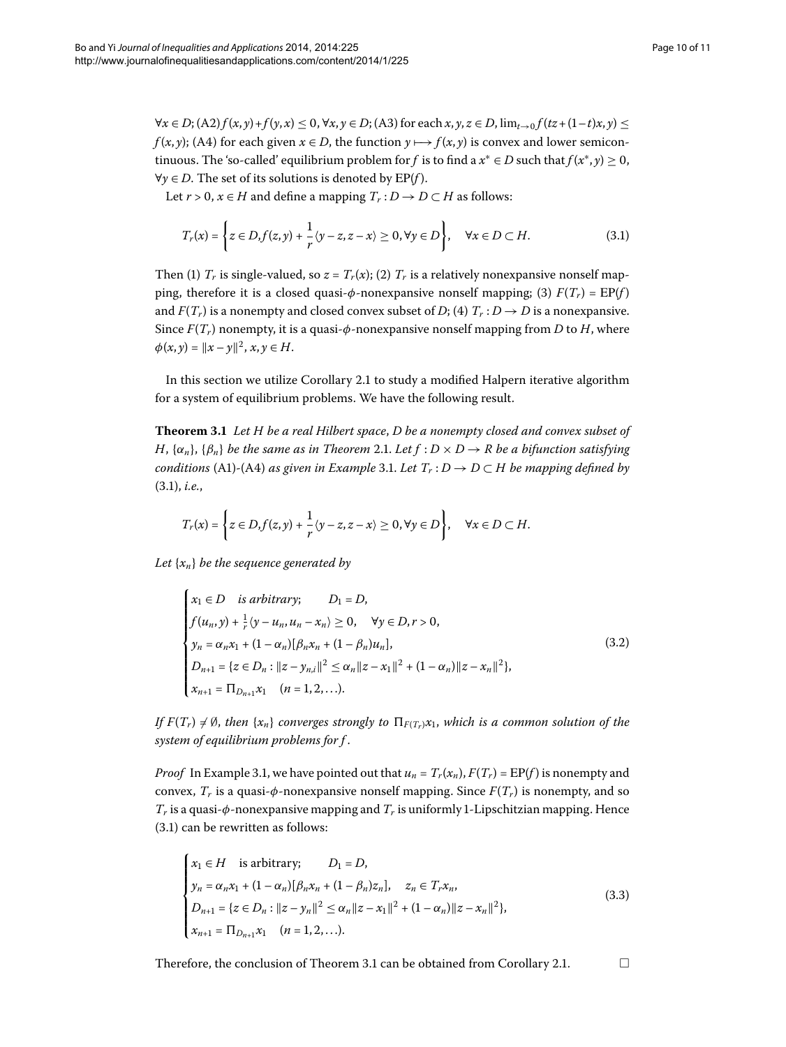$\forall x \in D$; (A2) $f(x,y)+f(y,x) \leq 0$, $\forall x, y \in D$; (A3) for each $x, y, z \in D$, $\lim_{t\to 0} f(tz+(1-t)x, y) \leq f(x,y)$; (A4) for each given $x \in D$, the function $y \longmapsto f(x,y)$ is convex and lower semicontinuous. The 'so-called' equilibrium problem for $f$ is to find a $x^* \in D$ such that $f(x^*, y) \geq 0$, $\forall y \in D$. The set of its solutions is denoted by $\mathrm{EP}(f)$.

Let $r > 0$, $x \in H$ and define a mapping $T_r : D \to D \subset H$ as follows:

$$T_r(x) = \left\{ z \in D, f(z,y) + \frac{1}{r}\langle y - z, z - x\rangle \geq 0, \forall y \in D \right\}, \quad \forall x \in D \subset H. \tag{3.1}$$

Then (1) $T_r$ is single-valued, so $z = T_r(x)$; (2) $T_r$ is a relatively nonexpansive nonself mapping, therefore it is a closed quasi-$\phi$-nonexpansive nonself mapping; (3) $F(T_r) = \mathrm{EP}(f)$ and $F(T_r)$ is a nonempty and closed convex subset of $D$; (4) $T_r : D \to D$ is a nonexpansive. Since $F(T_r)$ nonempty, it is a quasi-$\phi$-nonexpansive nonself mapping from $D$ to $H$, where $\phi(x,y) = \|x-y\|^2$, $x, y \in H$.

In this section we utilize Corollary 2.1 to study a modified Halpern iterative algorithm for a system of equilibrium problems. We have the following result.

**Theorem 3.1** *Let $H$ be a real Hilbert space, $D$ be a nonempty closed and convex subset of $H$, $\{\alpha_n\}$, $\{\beta_n\}$ be the same as in Theorem 2.1. Let $f : D \times D \to R$ be a bifunction satisfying conditions (A1)-(A4) as given in Example 3.1. Let $T_r : D \to D \subset H$ be mapping defined by (3.1), i.e.,*

$$T_r(x) = \left\{ z \in D, f(z,y) + \frac{1}{r}\langle y - z, z - x\rangle \geq 0, \forall y \in D \right\}, \quad \forall x \in D \subset H.$$

*Let $\{x_n\}$ be the sequence generated by*

$$\begin{cases} x_1 \in D \quad \text{is arbitrary;} \qquad D_1 = D, \\ f(u_n, y) + \frac{1}{r}\langle y - u_n, u_n - x_n\rangle \geq 0, \quad \forall y \in D, r > 0, \\ y_n = \alpha_n x_1 + (1-\alpha_n)[\beta_n x_n + (1-\beta_n)u_n], \\ D_{n+1} = \{z \in D_n : \|z - y_{n,i}\|^2 \leq \alpha_n \|z - x_1\|^2 + (1-\alpha_n)\|z - x_n\|^2\}, \\ x_{n+1} = \Pi_{D_{n+1}} x_1 \quad (n = 1, 2, \ldots). \end{cases} \tag{3.2}$$

*If $F(T_r) \neq \emptyset$, then $\{x_n\}$ converges strongly to $\Pi_{F(T_r)} x_1$, which is a common solution of the system of equilibrium problems for $f$.*

*Proof* In Example 3.1, we have pointed out that $u_n = T_r(x_n)$, $F(T_r) = \mathrm{EP}(f)$ is nonempty and convex, $T_r$ is a quasi-$\phi$-nonexpansive nonself mapping. Since $F(T_r)$ is nonempty, and so $T_r$ is a quasi-$\phi$-nonexpansive mapping and $T_r$ is uniformly 1-Lipschitzian mapping. Hence (3.1) can be rewritten as follows:

$$\begin{cases} x_1 \in H \quad \text{is arbitrary;} \qquad D_1 = D, \\ y_n = \alpha_n x_1 + (1-\alpha_n)[\beta_n x_n + (1-\beta_n)z_n], \quad z_n \in T_r x_n, \\ D_{n+1} = \{z \in D_n : \|z - y_n\|^2 \leq \alpha_n \|z - x_1\|^2 + (1-\alpha_n)\|z - x_n\|^2\}, \\ x_{n+1} = \Pi_{D_{n+1}} x_1 \quad (n = 1, 2, \ldots). \end{cases} \tag{3.3}$$

Therefore, the conclusion of Theorem 3.1 can be obtained from Corollary 2.1. □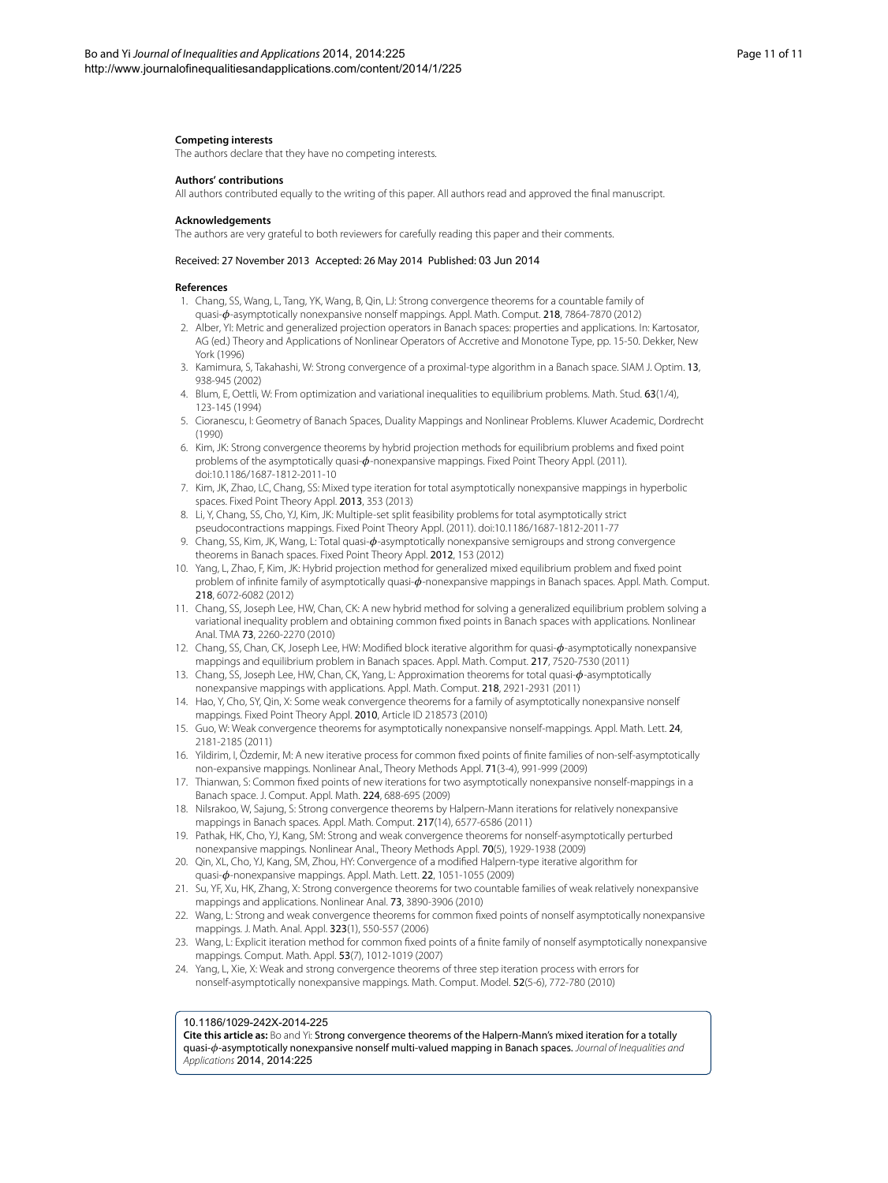**Competing interests**

The authors declare that they have no competing interests.

**Authors' contributions**

All authors contributed equally to the writing of this paper. All authors read and approved the final manuscript.

**Acknowledgements**

The authors are very grateful to both reviewers for carefully reading this paper and their comments.

Received: 27 November 2013 Accepted: 26 May 2014 Published: 03 Jun 2014

**References**

1. Chang, SS, Wang, L, Tang, YK, Wang, B, Qin, LJ: Strong convergence theorems for a countable family of quasi-$\phi$-asymptotically nonexpansive nonself mappings. Appl. Math. Comput. **218**, 7864-7870 (2012)
2. Alber, YI: Metric and generalized projection operators in Banach spaces: properties and applications. In: Kartosator, AG (ed.) Theory and Applications of Nonlinear Operators of Accretive and Monotone Type, pp. 15-50. Dekker, New York (1996)
3. Kamimura, S, Takahashi, W: Strong convergence of a proximal-type algorithm in a Banach space. SIAM J. Optim. **13**, 938-945 (2002)
4. Blum, E, Oettli, W: From optimization and variational inequalities to equilibrium problems. Math. Stud. **63**(1/4), 123-145 (1994)
5. Cioranescu, I: Geometry of Banach Spaces, Duality Mappings and Nonlinear Problems. Kluwer Academic, Dordrecht (1990)
6. Kim, JK: Strong convergence theorems by hybrid projection methods for equilibrium problems and fixed point problems of the asymptotically quasi-$\phi$-nonexpansive mappings. Fixed Point Theory Appl. (2011). doi:10.1186/1687-1812-2011-10
7. Kim, JK, Zhao, LC, Chang, SS: Mixed type iteration for total asymptotically nonexpansive mappings in hyperbolic spaces. Fixed Point Theory Appl. **2013**, 353 (2013)
8. Li, Y, Chang, SS, Cho, YJ, Kim, JK: Multiple-set split feasibility problems for total asymptotically strict pseudocontractions mappings. Fixed Point Theory Appl. (2011). doi:10.1186/1687-1812-2011-77
9. Chang, SS, Kim, JK, Wang, L: Total quasi-$\phi$-asymptotically nonexpansive semigroups and strong convergence theorems in Banach spaces. Fixed Point Theory Appl. **2012**, 153 (2012)
10. Yang, L, Zhao, F, Kim, JK: Hybrid projection method for generalized mixed equilibrium problem and fixed point problem of infinite family of asymptotically quasi-$\phi$-nonexpansive mappings in Banach spaces. Appl. Math. Comput. **218**, 6072-6082 (2012)
11. Chang, SS, Joseph Lee, HW, Chan, CK: A new hybrid method for solving a generalized equilibrium problem solving a variational inequality problem and obtaining common fixed points in Banach spaces with applications. Nonlinear Anal. TMA **73**, 2260-2270 (2010)
12. Chang, SS, Chan, CK, Joseph Lee, HW: Modified block iterative algorithm for quasi-$\phi$-asymptotically nonexpansive mappings and equilibrium problem in Banach spaces. Appl. Math. Comput. **217**, 7520-7530 (2011)
13. Chang, SS, Joseph Lee, HW, Chan, CK, Yang, L: Approximation theorems for total quasi-$\phi$-asymptotically nonexpansive mappings with applications. Appl. Math. Comput. **218**, 2921-2931 (2011)
14. Hao, Y, Cho, SY, Qin, X: Some weak convergence theorems for a family of asymptotically nonexpansive nonself mappings. Fixed Point Theory Appl. **2010**, Article ID 218573 (2010)
15. Guo, W: Weak convergence theorems for asymptotically nonexpansive nonself-mappings. Appl. Math. Lett. **24**, 2181-2185 (2011)
16. Yildirim, I, Özdemir, M: A new iterative process for common fixed points of finite families of non-self-asymptotically non-expansive mappings. Nonlinear Anal., Theory Methods Appl. **71**(3-4), 991-999 (2009)
17. Thianwan, S: Common fixed points of new iterations for two asymptotically nonexpansive nonself-mappings in a Banach space. J. Comput. Appl. Math. **224**, 688-695 (2009)
18. Nilsrakoo, W, Sajung, S: Strong convergence theorems by Halpern-Mann iterations for relatively nonexpansive mappings in Banach spaces. Appl. Math. Comput. **217**(14), 6577-6586 (2011)
19. Pathak, HK, Cho, YJ, Kang, SM: Strong and weak convergence theorems for nonself-asymptotically perturbed nonexpansive mappings. Nonlinear Anal., Theory Methods Appl. **70**(5), 1929-1938 (2009)
20. Qin, XL, Cho, YJ, Kang, SM, Zhou, HY: Convergence of a modified Halpern-type iterative algorithm for quasi-$\phi$-nonexpansive mappings. Appl. Math. Lett. **22**, 1051-1055 (2009)
21. Su, YF, Xu, HK, Zhang, X: Strong convergence theorems for two countable families of weak relatively nonexpansive mappings and applications. Nonlinear Anal. **73**, 3890-3906 (2010)
22. Wang, L: Strong and weak convergence theorems for common fixed points of nonself asymptotically nonexpansive mappings. J. Math. Anal. Appl. **323**(1), 550-557 (2006)
23. Wang, L: Explicit iteration method for common fixed points of a finite family of nonself asymptotically nonexpansive mappings. Comput. Math. Appl. **53**(7), 1012-1019 (2007)
24. Yang, L, Xie, X: Weak and strong convergence theorems of three step iteration process with errors for nonself-asymptotically nonexpansive mappings. Math. Comput. Model. **52**(5-6), 772-780 (2010)

10.1186/1029-242X-2014-225

**Cite this article as:** Bo and Yi: Strong convergence theorems of the Halpern-Mann's mixed iteration for a totally quasi-$\phi$-asymptotically nonexpansive nonself multi-valued mapping in Banach spaces. *Journal of Inequalities and Applications* **2014**, 2014:225